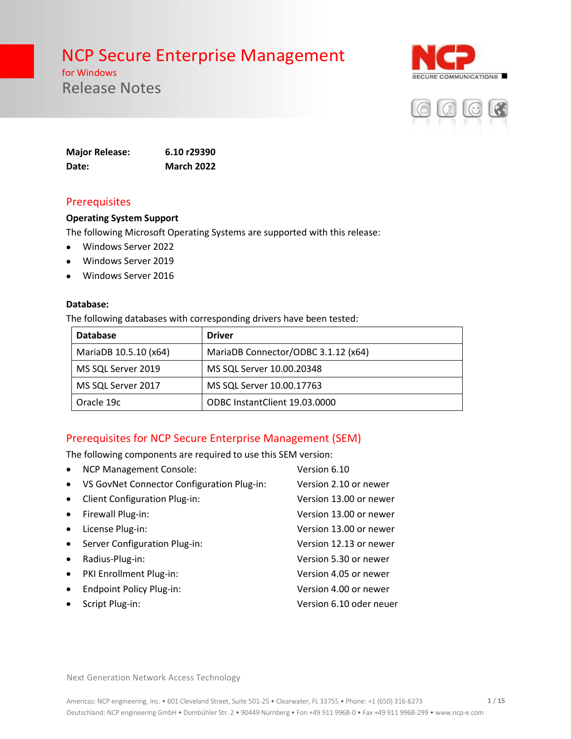# NCP Secure Enterprise Management

for Windows

Release Notes

**Major Release:** **6.10 r29390**
**Date:** **March 2022**

## Prerequisites

**Operating System Support**

The following Microsoft Operating Systems are supported with this release:

- Windows Server 2022
- Windows Server 2019
- Windows Server 2016

**Database:**

The following databases with corresponding drivers have been tested:

| Database | Driver |
|---|---|
| MariaDB 10.5.10 (x64) | MariaDB Connector/ODBC 3.1.12 (x64) |
| MS SQL Server 2019 | MS SQL Server 10.00.20348 |
| MS SQL Server 2017 | MS SQL Server 10.00.17763 |
| Oracle 19c | ODBC InstantClient 19.03.0000 |

## Prerequisites for NCP Secure Enterprise Management (SEM)

The following components are required to use this SEM version:

- NCP Management Console: Version 6.10
- VS GovNet Connector Configuration Plug-in: Version 2.10 or newer
- Client Configuration Plug-in: Version 13.00 or newer
- Firewall Plug-in: Version 13.00 or newer
- License Plug-in: Version 13.00 or newer
- Server Configuration Plug-in: Version 12.13 or newer
- Radius-Plug-in: Version 5.30 or newer
- PKI Enrollment Plug-in: Version 4.05 or newer
- Endpoint Policy Plug-in: Version 4.00 or newer
- Script Plug-in: Version 6.10 oder neuer

Next Generation Network Access Technology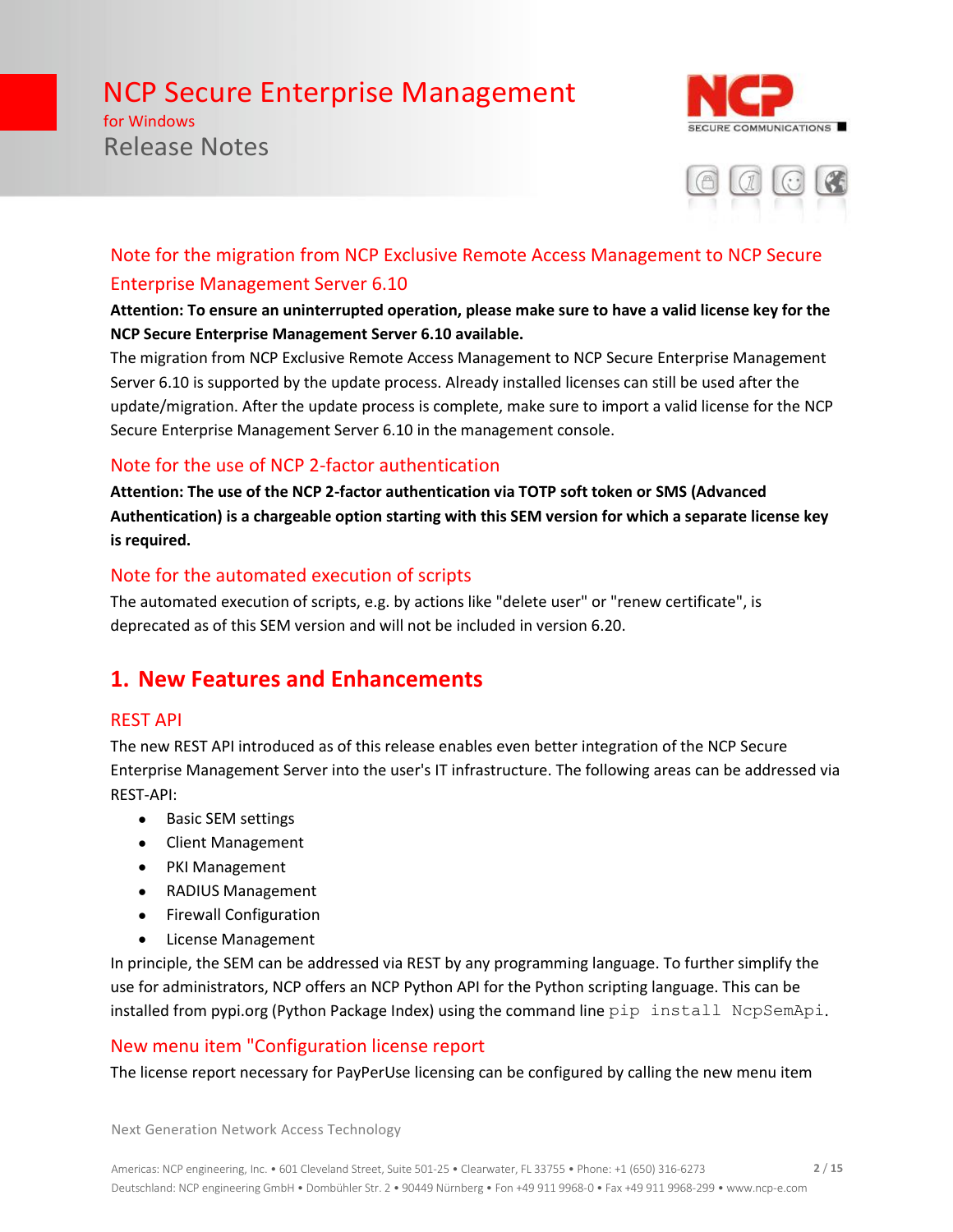## Note for the migration from NCP Exclusive Remote Access Management to NCP Secure Enterprise Management Server 6.10

**Attention: To ensure an uninterrupted operation, please make sure to have a valid license key for the NCP Secure Enterprise Management Server 6.10 available.**

The migration from NCP Exclusive Remote Access Management to NCP Secure Enterprise Management Server 6.10 is supported by the update process. Already installed licenses can still be used after the update/migration. After the update process is complete, make sure to import a valid license for the NCP Secure Enterprise Management Server 6.10 in the management console.

## Note for the use of NCP 2-factor authentication

**Attention: The use of the NCP 2-factor authentication via TOTP soft token or SMS (Advanced Authentication) is a chargeable option starting with this SEM version for which a separate license key is required.**

## Note for the automated execution of scripts

The automated execution of scripts, e.g. by actions like "delete user" or "renew certificate", is deprecated as of this SEM version and will not be included in version 6.20.

# 1. New Features and Enhancements

## REST API

The new REST API introduced as of this release enables even better integration of the NCP Secure Enterprise Management Server into the user's IT infrastructure. The following areas can be addressed via REST-API:

- Basic SEM settings
- Client Management
- PKI Management
- RADIUS Management
- Firewall Configuration
- License Management

In principle, the SEM can be addressed via REST by any programming language. To further simplify the use for administrators, NCP offers an NCP Python API for the Python scripting language. This can be installed from pypi.org (Python Package Index) using the command line `pip install NcpSemApi`.

## New menu item "Configuration license report

The license report necessary for PayPerUse licensing can be configured by calling the new menu item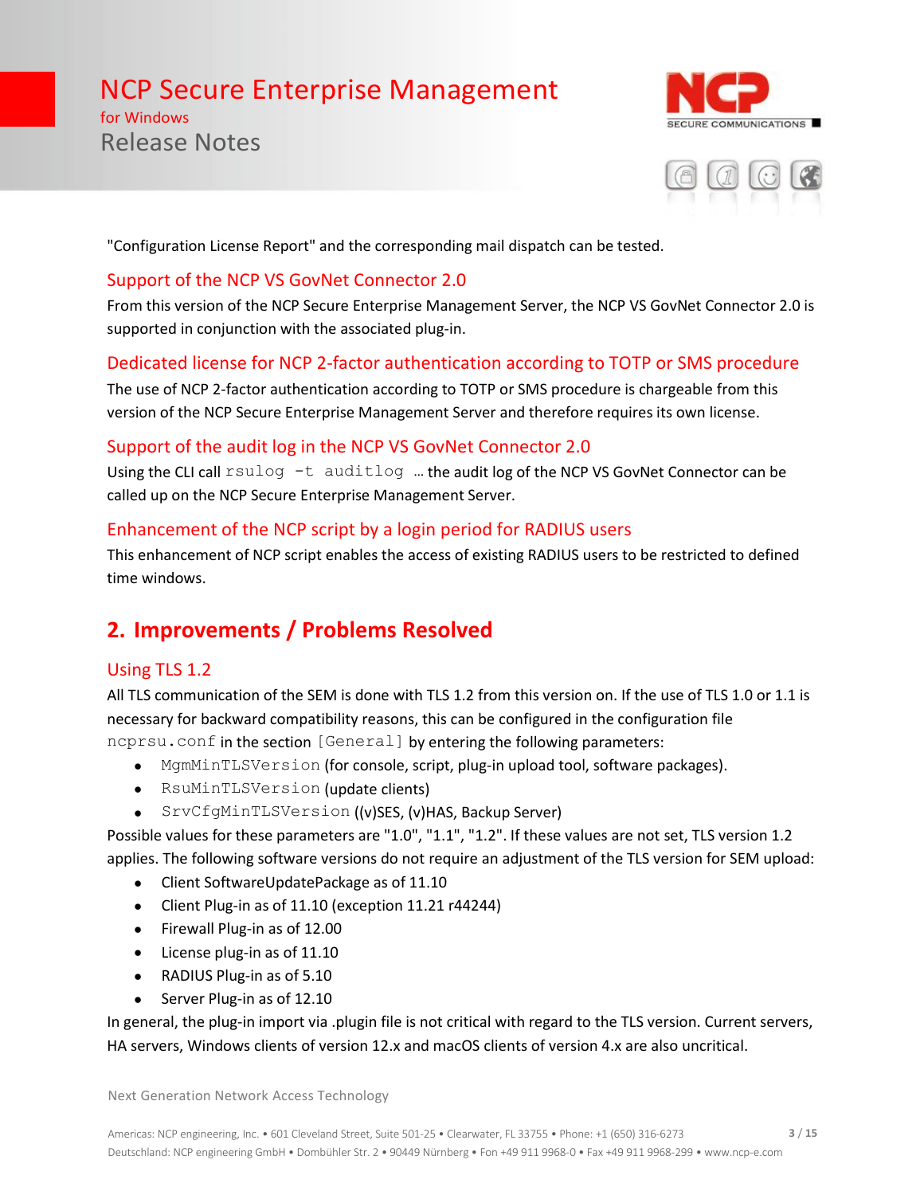"Configuration License Report" and the corresponding mail dispatch can be tested.

### Support of the NCP VS GovNet Connector 2.0

From this version of the NCP Secure Enterprise Management Server, the NCP VS GovNet Connector 2.0 is supported in conjunction with the associated plug-in.

### Dedicated license for NCP 2-factor authentication according to TOTP or SMS procedure

The use of NCP 2-factor authentication according to TOTP or SMS procedure is chargeable from this version of the NCP Secure Enterprise Management Server and therefore requires its own license.

### Support of the audit log in the NCP VS GovNet Connector 2.0

Using the CLI call `rsulog -t auditlog` … the audit log of the NCP VS GovNet Connector can be called up on the NCP Secure Enterprise Management Server.

### Enhancement of the NCP script by a login period for RADIUS users

This enhancement of NCP script enables the access of existing RADIUS users to be restricted to defined time windows.

## 2. Improvements / Problems Resolved

### Using TLS 1.2

All TLS communication of the SEM is done with TLS 1.2 from this version on. If the use of TLS 1.0 or 1.1 is necessary for backward compatibility reasons, this can be configured in the configuration file `ncprsu.conf` in the section `[General]` by entering the following parameters:

- `MgmMinTLSVersion` (for console, script, plug-in upload tool, software packages).
- `RsuMinTLSVersion` (update clients)
- `SrvCfgMinTLSVersion` ((v)SES, (v)HAS, Backup Server)

Possible values for these parameters are "1.0", "1.1", "1.2". If these values are not set, TLS version 1.2 applies. The following software versions do not require an adjustment of the TLS version for SEM upload:

- Client SoftwareUpdatePackage as of 11.10
- Client Plug-in as of 11.10 (exception 11.21 r44244)
- Firewall Plug-in as of 12.00
- License plug-in as of 11.10
- RADIUS Plug-in as of 5.10
- Server Plug-in as of 12.10

In general, the plug-in import via .plugin file is not critical with regard to the TLS version. Current servers, HA servers, Windows clients of version 12.x and macOS clients of version 4.x are also uncritical.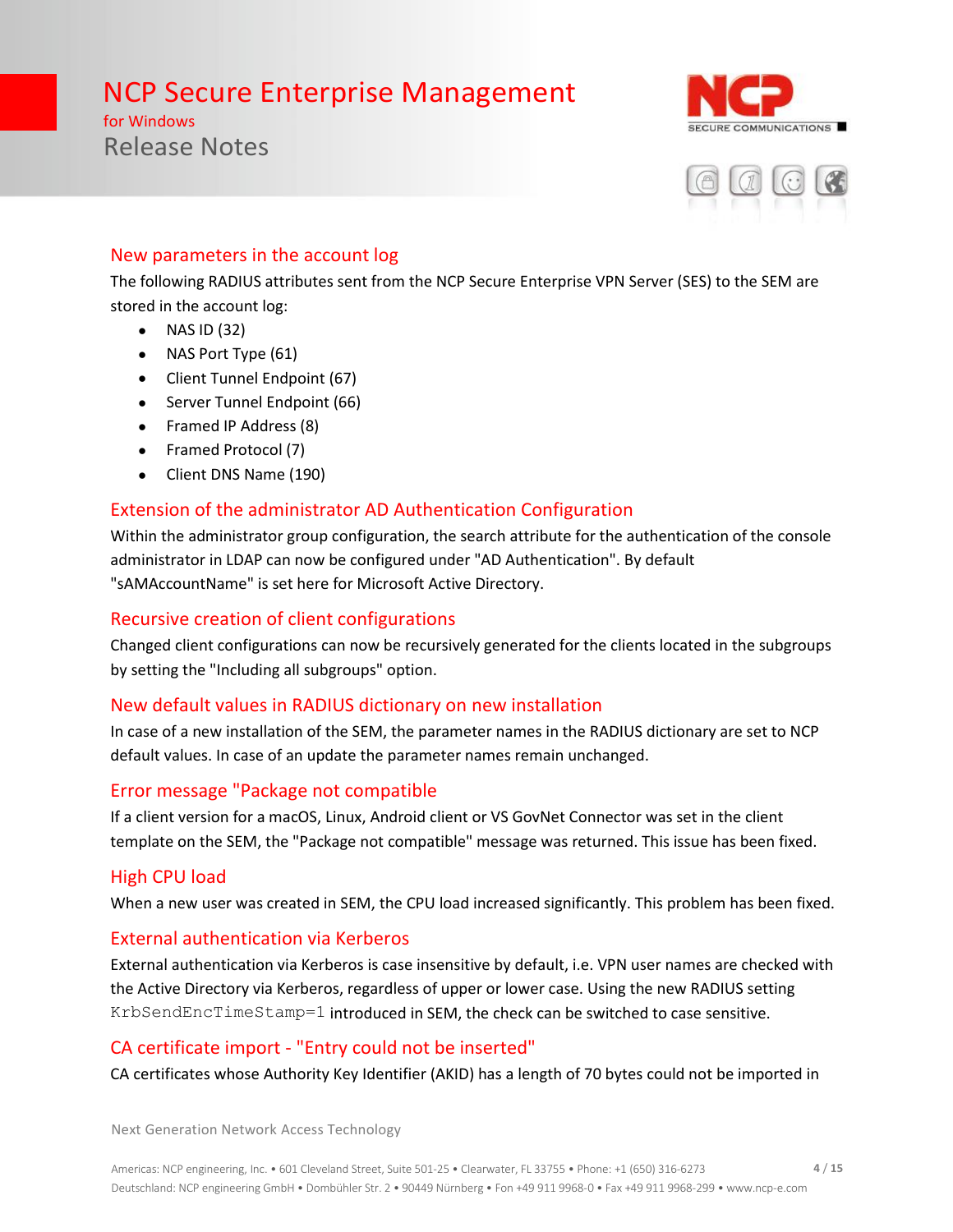## New parameters in the account log

The following RADIUS attributes sent from the NCP Secure Enterprise VPN Server (SES) to the SEM are stored in the account log:

- NAS ID (32)
- NAS Port Type (61)
- Client Tunnel Endpoint (67)
- Server Tunnel Endpoint (66)
- Framed IP Address (8)
- Framed Protocol (7)
- Client DNS Name (190)

## Extension of the administrator AD Authentication Configuration

Within the administrator group configuration, the search attribute for the authentication of the console administrator in LDAP can now be configured under "AD Authentication". By default "sAMAccountName" is set here for Microsoft Active Directory.

## Recursive creation of client configurations

Changed client configurations can now be recursively generated for the clients located in the subgroups by setting the "Including all subgroups" option.

## New default values in RADIUS dictionary on new installation

In case of a new installation of the SEM, the parameter names in the RADIUS dictionary are set to NCP default values. In case of an update the parameter names remain unchanged.

## Error message "Package not compatible

If a client version for a macOS, Linux, Android client or VS GovNet Connector was set in the client template on the SEM, the "Package not compatible" message was returned. This issue has been fixed.

## High CPU load

When a new user was created in SEM, the CPU load increased significantly. This problem has been fixed.

## External authentication via Kerberos

External authentication via Kerberos is case insensitive by default, i.e. VPN user names are checked with the Active Directory via Kerberos, regardless of upper or lower case. Using the new RADIUS setting `KrbSendEncTimeStamp=1` introduced in SEM, the check can be switched to case sensitive.

## CA certificate import - "Entry could not be inserted"

CA certificates whose Authority Key Identifier (AKID) has a length of 70 bytes could not be imported in

Next Generation Network Access Technology

Americas: NCP engineering, Inc. • 601 Cleveland Street, Suite 501-25 • Clearwater, FL 33755 • Phone: +1 (650) 316-6273
Deutschland: NCP engineering GmbH • Dombühler Str. 2 • 90449 Nürnberg • Fon +49 911 9968-0 • Fax +49 911 9968-299 • www.ncp-e.com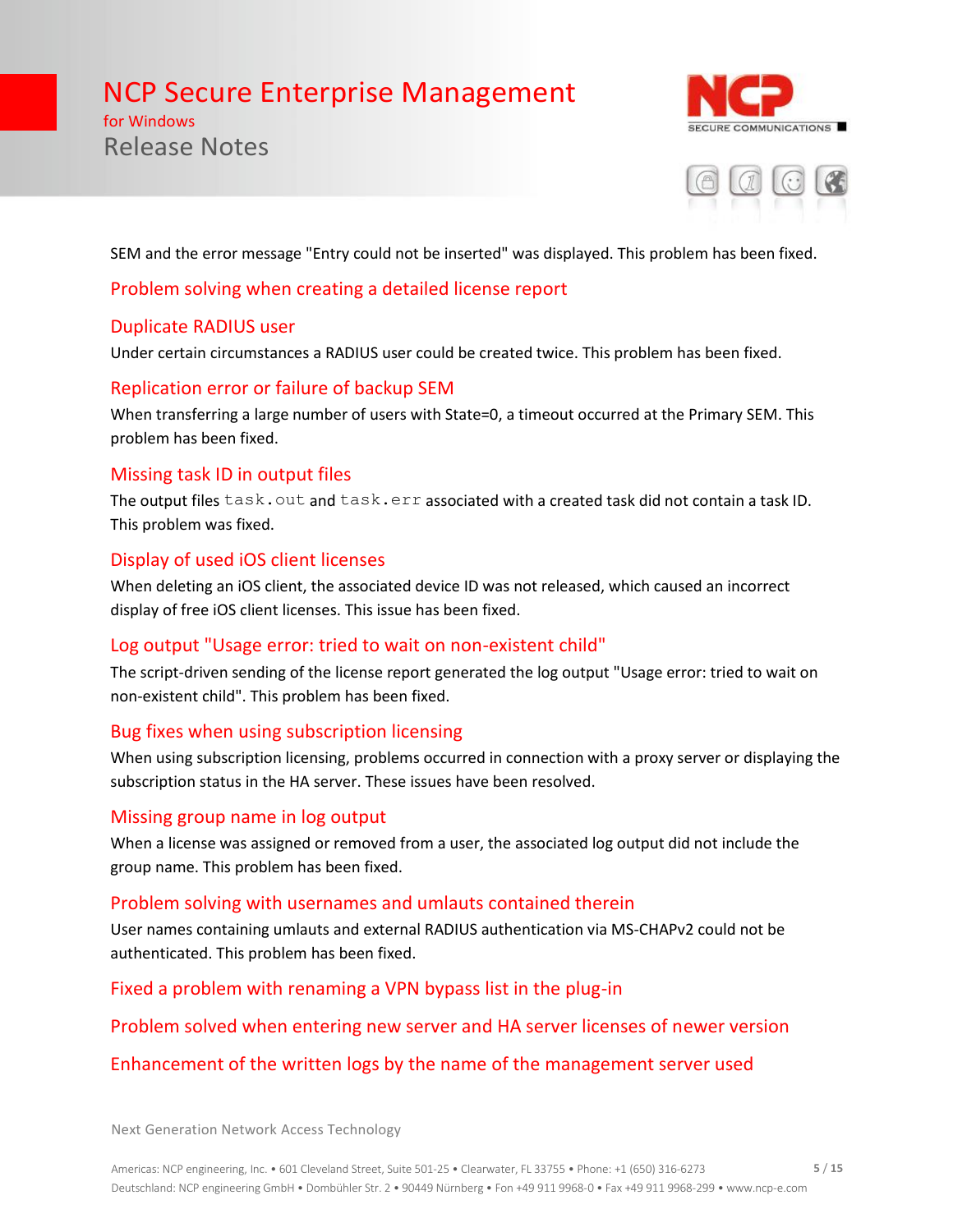SEM and the error message "Entry could not be inserted" was displayed. This problem has been fixed.

### Problem solving when creating a detailed license report

### Duplicate RADIUS user

Under certain circumstances a RADIUS user could be created twice. This problem has been fixed.

### Replication error or failure of backup SEM

When transferring a large number of users with State=0, a timeout occurred at the Primary SEM. This problem has been fixed.

### Missing task ID in output files

The output files `task.out` and `task.err` associated with a created task did not contain a task ID. This problem was fixed.

### Display of used iOS client licenses

When deleting an iOS client, the associated device ID was not released, which caused an incorrect display of free iOS client licenses. This issue has been fixed.

### Log output "Usage error: tried to wait on non-existent child"

The script-driven sending of the license report generated the log output "Usage error: tried to wait on non-existent child". This problem has been fixed.

### Bug fixes when using subscription licensing

When using subscription licensing, problems occurred in connection with a proxy server or displaying the subscription status in the HA server. These issues have been resolved.

### Missing group name in log output

When a license was assigned or removed from a user, the associated log output did not include the group name. This problem has been fixed.

### Problem solving with usernames and umlauts contained therein

User names containing umlauts and external RADIUS authentication via MS-CHAPv2 could not be authenticated. This problem has been fixed.

### Fixed a problem with renaming a VPN bypass list in the plug-in

### Problem solved when entering new server and HA server licenses of newer version

### Enhancement of the written logs by the name of the management server used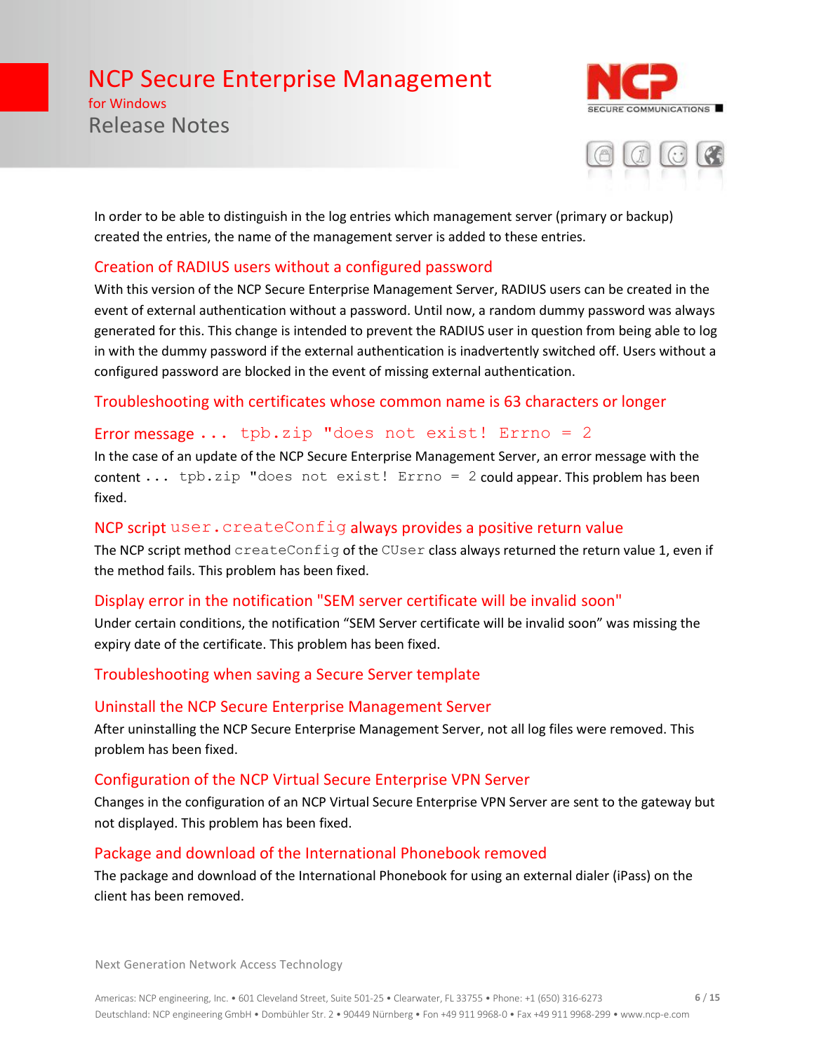In order to be able to distinguish in the log entries which management server (primary or backup) created the entries, the name of the management server is added to these entries.

### Creation of RADIUS users without a configured password

With this version of the NCP Secure Enterprise Management Server, RADIUS users can be created in the event of external authentication without a password. Until now, a random dummy password was always generated for this. This change is intended to prevent the RADIUS user in question from being able to log in with the dummy password if the external authentication is inadvertently switched off. Users without a configured password are blocked in the event of missing external authentication.

### Troubleshooting with certificates whose common name is 63 characters or longer

### Error message `... tpb.zip "does not exist! Errno = 2`

In the case of an update of the NCP Secure Enterprise Management Server, an error message with the content `... tpb.zip "does not exist! Errno = 2` could appear. This problem has been fixed.

### NCP script `user.createConfig` always provides a positive return value

The NCP script method `createConfig` of the `CUser` class always returned the return value 1, even if the method fails. This problem has been fixed.

### Display error in the notification "SEM server certificate will be invalid soon"

Under certain conditions, the notification “SEM Server certificate will be invalid soon” was missing the expiry date of the certificate. This problem has been fixed.

### Troubleshooting when saving a Secure Server template

### Uninstall the NCP Secure Enterprise Management Server

After uninstalling the NCP Secure Enterprise Management Server, not all log files were removed. This problem has been fixed.

### Configuration of the NCP Virtual Secure Enterprise VPN Server

Changes in the configuration of an NCP Virtual Secure Enterprise VPN Server are sent to the gateway but not displayed. This problem has been fixed.

### Package and download of the International Phonebook removed

The package and download of the International Phonebook for using an external dialer (iPass) on the client has been removed.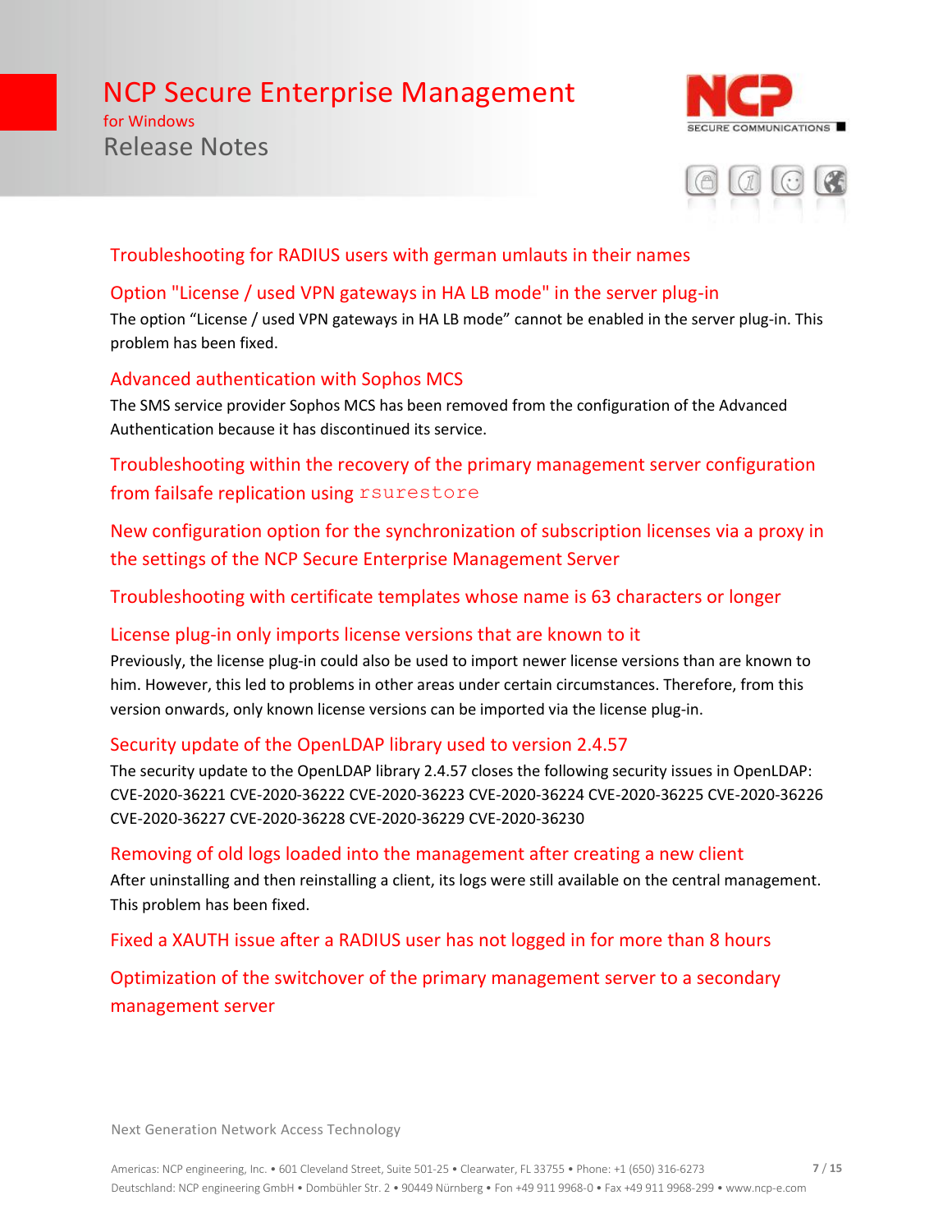### Troubleshooting for RADIUS users with german umlauts in their names

### Option "License / used VPN gateways in HA LB mode" in the server plug-in

The option “License / used VPN gateways in HA LB mode” cannot be enabled in the server plug-in. This problem has been fixed.

### Advanced authentication with Sophos MCS

The SMS service provider Sophos MCS has been removed from the configuration of the Advanced Authentication because it has discontinued its service.

### Troubleshooting within the recovery of the primary management server configuration from failsafe replication using `rsurestore`

### New configuration option for the synchronization of subscription licenses via a proxy in the settings of the NCP Secure Enterprise Management Server

### Troubleshooting with certificate templates whose name is 63 characters or longer

### License plug-in only imports license versions that are known to it

Previously, the license plug-in could also be used to import newer license versions than are known to him. However, this led to problems in other areas under certain circumstances. Therefore, from this version onwards, only known license versions can be imported via the license plug-in.

### Security update of the OpenLDAP library used to version 2.4.57

The security update to the OpenLDAP library 2.4.57 closes the following security issues in OpenLDAP: CVE-2020-36221 CVE-2020-36222 CVE-2020-36223 CVE-2020-36224 CVE-2020-36225 CVE-2020-36226 CVE-2020-36227 CVE-2020-36228 CVE-2020-36229 CVE-2020-36230

### Removing of old logs loaded into the management after creating a new client

After uninstalling and then reinstalling a client, its logs were still available on the central management. This problem has been fixed.

### Fixed a XAUTH issue after a RADIUS user has not logged in for more than 8 hours

### Optimization of the switchover of the primary management server to a secondary management server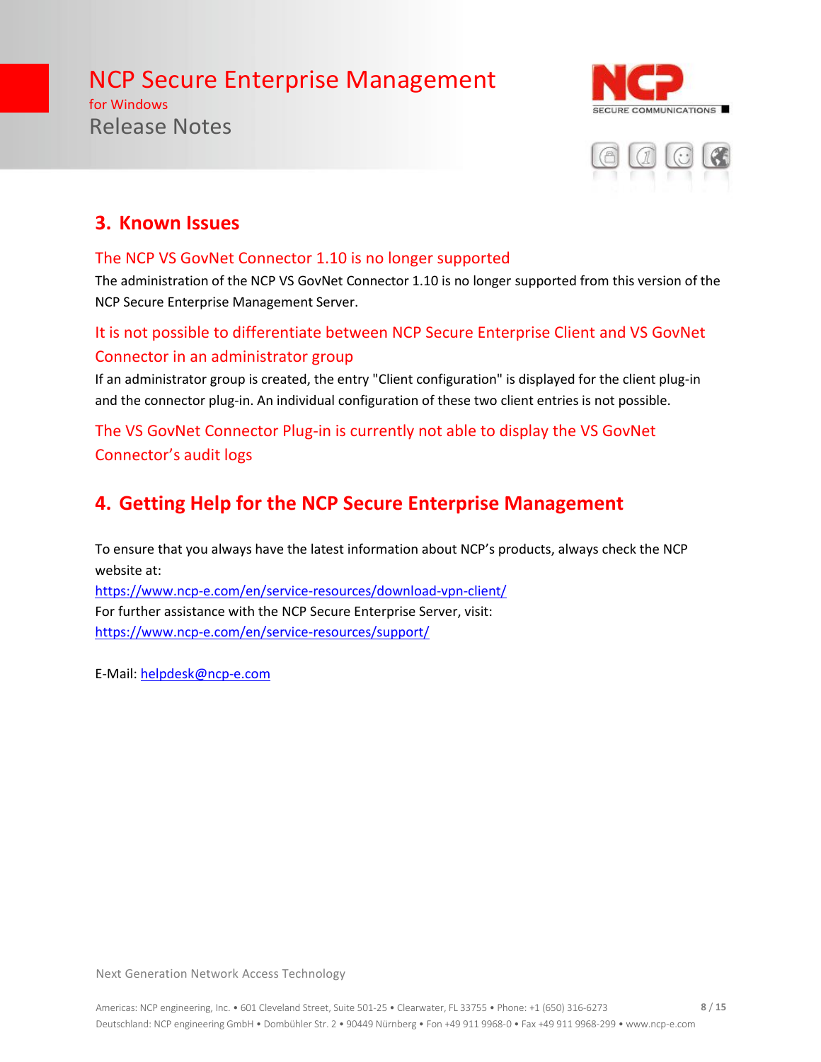## 3. Known Issues

### The NCP VS GovNet Connector 1.10 is no longer supported

The administration of the NCP VS GovNet Connector 1.10 is no longer supported from this version of the NCP Secure Enterprise Management Server.

### It is not possible to differentiate between NCP Secure Enterprise Client and VS GovNet Connector in an administrator group

If an administrator group is created, the entry "Client configuration" is displayed for the client plug-in and the connector plug-in. An individual configuration of these two client entries is not possible.

### The VS GovNet Connector Plug-in is currently not able to display the VS GovNet Connector's audit logs

## 4. Getting Help for the NCP Secure Enterprise Management

To ensure that you always have the latest information about NCP's products, always check the NCP website at:
https://www.ncp-e.com/en/service-resources/download-vpn-client/
For further assistance with the NCP Secure Enterprise Server, visit:
https://www.ncp-e.com/en/service-resources/support/

E-Mail: helpdesk@ncp-e.com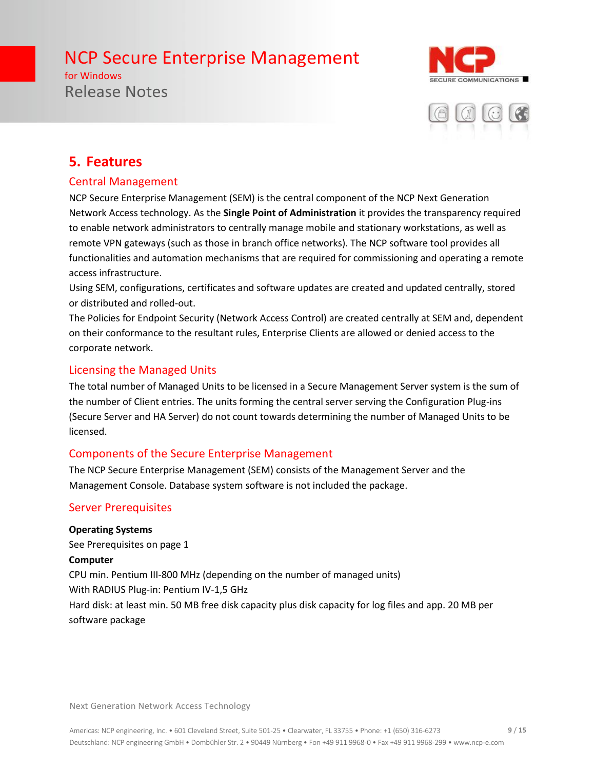## 5. Features

### Central Management

NCP Secure Enterprise Management (SEM) is the central component of the NCP Next Generation Network Access technology. As the **Single Point of Administration** it provides the transparency required to enable network administrators to centrally manage mobile and stationary workstations, as well as remote VPN gateways (such as those in branch office networks). The NCP software tool provides all functionalities and automation mechanisms that are required for commissioning and operating a remote access infrastructure.

Using SEM, configurations, certificates and software updates are created and updated centrally, stored or distributed and rolled-out.

The Policies for Endpoint Security (Network Access Control) are created centrally at SEM and, dependent on their conformance to the resultant rules, Enterprise Clients are allowed or denied access to the corporate network.

### Licensing the Managed Units

The total number of Managed Units to be licensed in a Secure Management Server system is the sum of the number of Client entries. The units forming the central server serving the Configuration Plug-ins (Secure Server and HA Server) do not count towards determining the number of Managed Units to be licensed.

### Components of the Secure Enterprise Management

The NCP Secure Enterprise Management (SEM) consists of the Management Server and the Management Console. Database system software is not included the package.

### Server Prerequisites

**Operating Systems**

See Prerequisites on page 1

**Computer**

CPU min. Pentium III-800 MHz (depending on the number of managed units)

With RADIUS Plug-in: Pentium IV-1,5 GHz

Hard disk: at least min. 50 MB free disk capacity plus disk capacity for log files and app. 20 MB per software package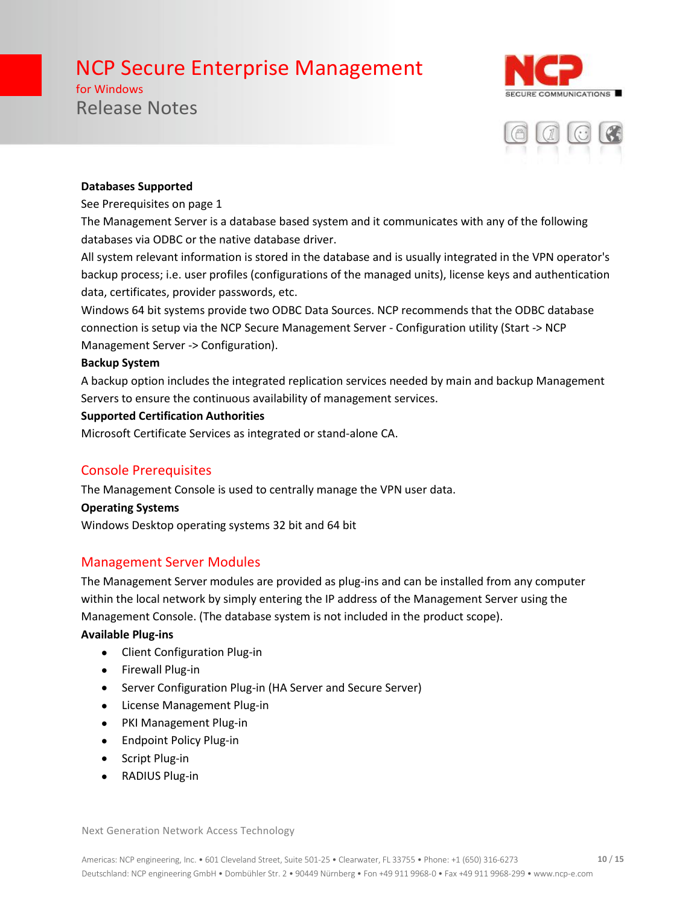**Databases Supported**

See Prerequisites on page 1

The Management Server is a database based system and it communicates with any of the following databases via ODBC or the native database driver.

All system relevant information is stored in the database and is usually integrated in the VPN operator's backup process; i.e. user profiles (configurations of the managed units), license keys and authentication data, certificates, provider passwords, etc.

Windows 64 bit systems provide two ODBC Data Sources. NCP recommends that the ODBC database connection is setup via the NCP Secure Management Server - Configuration utility (Start -> NCP Management Server -> Configuration).

**Backup System**

A backup option includes the integrated replication services needed by main and backup Management Servers to ensure the continuous availability of management services.

**Supported Certification Authorities**

Microsoft Certificate Services as integrated or stand-alone CA.

## Console Prerequisites

The Management Console is used to centrally manage the VPN user data.

**Operating Systems**

Windows Desktop operating systems 32 bit and 64 bit

## Management Server Modules

The Management Server modules are provided as plug-ins and can be installed from any computer within the local network by simply entering the IP address of the Management Server using the Management Console. (The database system is not included in the product scope).

**Available Plug-ins**

- Client Configuration Plug-in
- Firewall Plug-in
- Server Configuration Plug-in (HA Server and Secure Server)
- License Management Plug-in
- PKI Management Plug-in
- Endpoint Policy Plug-in
- Script Plug-in
- RADIUS Plug-in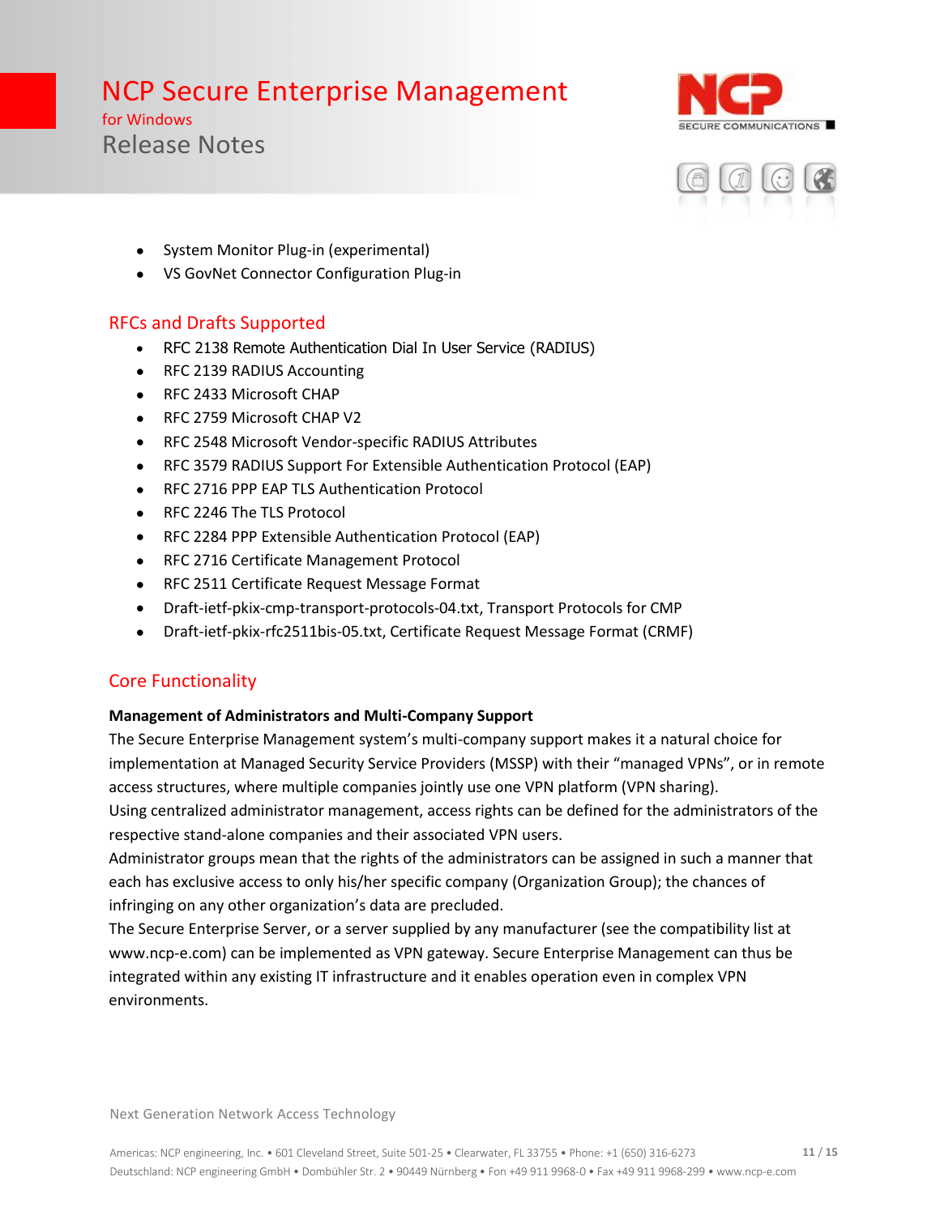- System Monitor Plug-in (experimental)
- VS GovNet Connector Configuration Plug-in

## RFCs and Drafts Supported

- RFC 2138 Remote Authentication Dial In User Service (RADIUS)
- RFC 2139 RADIUS Accounting
- RFC 2433 Microsoft CHAP
- RFC 2759 Microsoft CHAP V2
- RFC 2548 Microsoft Vendor-specific RADIUS Attributes
- RFC 3579 RADIUS Support For Extensible Authentication Protocol (EAP)
- RFC 2716 PPP EAP TLS Authentication Protocol
- RFC 2246 The TLS Protocol
- RFC 2284 PPP Extensible Authentication Protocol (EAP)
- RFC 2716 Certificate Management Protocol
- RFC 2511 Certificate Request Message Format
- Draft-ietf-pkix-cmp-transport-protocols-04.txt, Transport Protocols for CMP
- Draft-ietf-pkix-rfc2511bis-05.txt, Certificate Request Message Format (CRMF)

## Core Functionality

**Management of Administrators and Multi-Company Support**

The Secure Enterprise Management system's multi-company support makes it a natural choice for implementation at Managed Security Service Providers (MSSP) with their "managed VPNs", or in remote access structures, where multiple companies jointly use one VPN platform (VPN sharing).
Using centralized administrator management, access rights can be defined for the administrators of the respective stand-alone companies and their associated VPN users.
Administrator groups mean that the rights of the administrators can be assigned in such a manner that each has exclusive access to only his/her specific company (Organization Group); the chances of infringing on any other organization's data are precluded.
The Secure Enterprise Server, or a server supplied by any manufacturer (see the compatibility list at www.ncp-e.com) can be implemented as VPN gateway. Secure Enterprise Management can thus be integrated within any existing IT infrastructure and it enables operation even in complex VPN environments.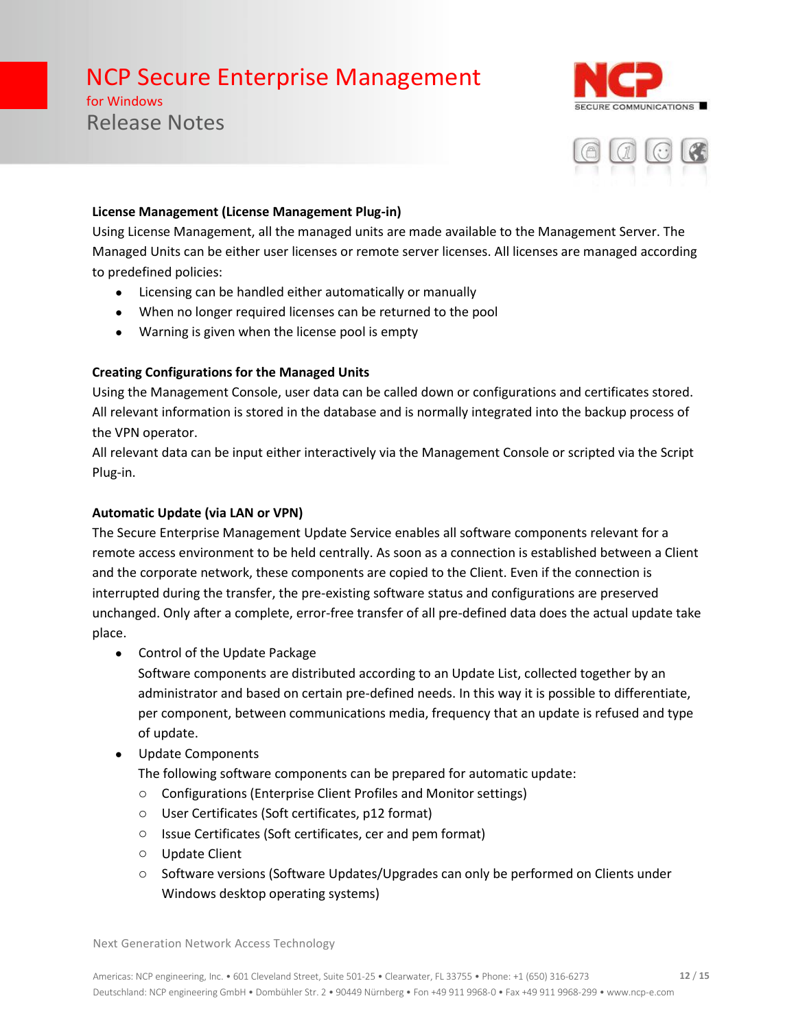**License Management (License Management Plug-in)**

Using License Management, all the managed units are made available to the Management Server. The Managed Units can be either user licenses or remote server licenses. All licenses are managed according to predefined policies:

- Licensing can be handled either automatically or manually
- When no longer required licenses can be returned to the pool
- Warning is given when the license pool is empty

**Creating Configurations for the Managed Units**

Using the Management Console, user data can be called down or configurations and certificates stored. All relevant information is stored in the database and is normally integrated into the backup process of the VPN operator.

All relevant data can be input either interactively via the Management Console or scripted via the Script Plug-in.

**Automatic Update (via LAN or VPN)**

The Secure Enterprise Management Update Service enables all software components relevant for a remote access environment to be held centrally. As soon as a connection is established between a Client and the corporate network, these components are copied to the Client. Even if the connection is interrupted during the transfer, the pre-existing software status and configurations are preserved unchanged. Only after a complete, error-free transfer of all pre-defined data does the actual update take place.

- Control of the Update Package

  Software components are distributed according to an Update List, collected together by an administrator and based on certain pre-defined needs. In this way it is possible to differentiate, per component, between communications media, frequency that an update is refused and type of update.

- Update Components

  The following software components can be prepared for automatic update:

  - Configurations (Enterprise Client Profiles and Monitor settings)
  - User Certificates (Soft certificates, p12 format)
  - Issue Certificates (Soft certificates, cer and pem format)
  - Update Client
  - Software versions (Software Updates/Upgrades can only be performed on Clients under Windows desktop operating systems)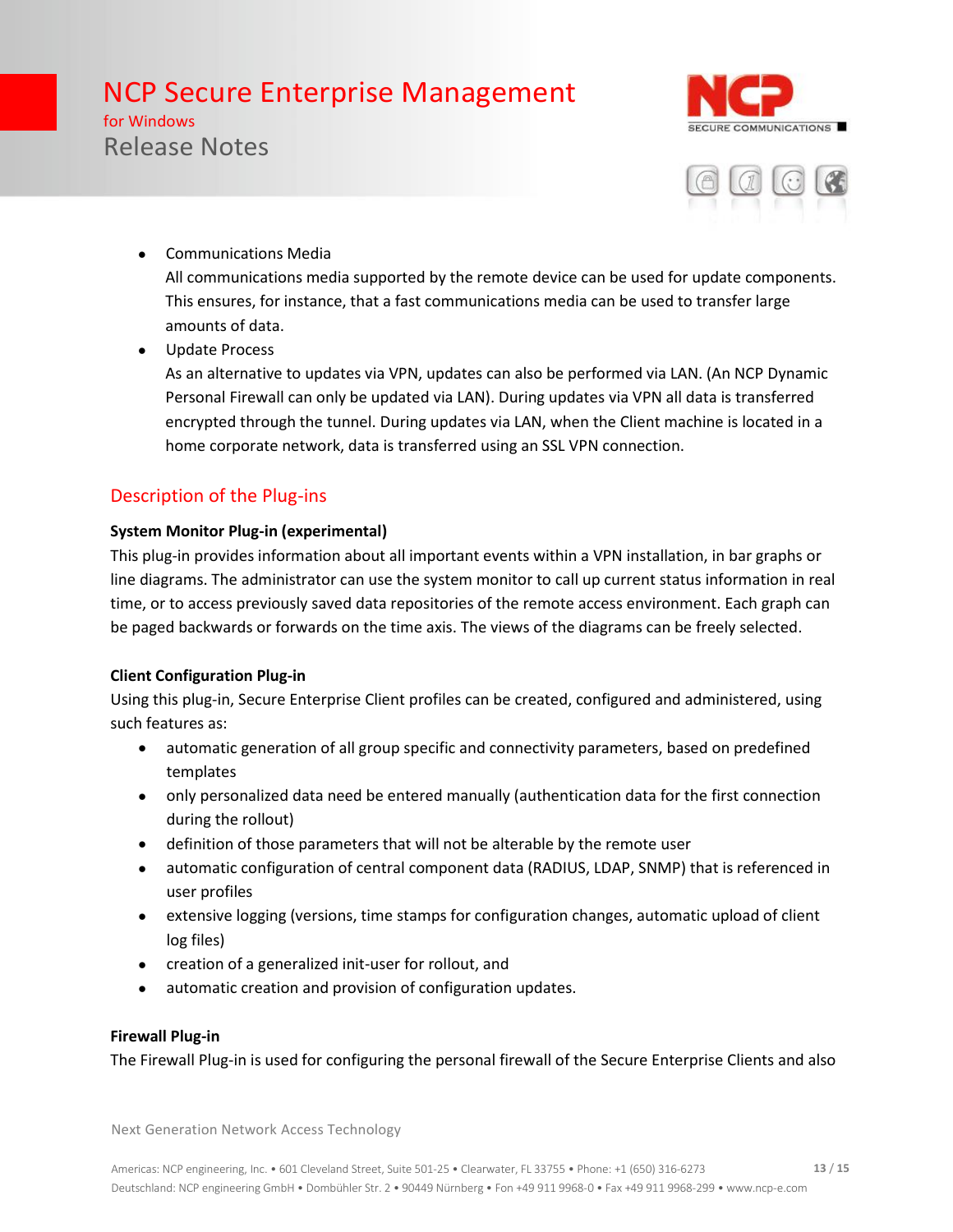- Communications Media
  All communications media supported by the remote device can be used for update components. This ensures, for instance, that a fast communications media can be used to transfer large amounts of data.
- Update Process
  As an alternative to updates via VPN, updates can also be performed via LAN. (An NCP Dynamic Personal Firewall can only be updated via LAN). During updates via VPN all data is transferred encrypted through the tunnel. During updates via LAN, when the Client machine is located in a home corporate network, data is transferred using an SSL VPN connection.

## Description of the Plug-ins

**System Monitor Plug-in (experimental)**

This plug-in provides information about all important events within a VPN installation, in bar graphs or line diagrams. The administrator can use the system monitor to call up current status information in real time, or to access previously saved data repositories of the remote access environment. Each graph can be paged backwards or forwards on the time axis. The views of the diagrams can be freely selected.

**Client Configuration Plug-in**

Using this plug-in, Secure Enterprise Client profiles can be created, configured and administered, using such features as:

- automatic generation of all group specific and connectivity parameters, based on predefined templates
- only personalized data need be entered manually (authentication data for the first connection during the rollout)
- definition of those parameters that will not be alterable by the remote user
- automatic configuration of central component data (RADIUS, LDAP, SNMP) that is referenced in user profiles
- extensive logging (versions, time stamps for configuration changes, automatic upload of client log files)
- creation of a generalized init-user for rollout, and
- automatic creation and provision of configuration updates.

**Firewall Plug-in**

The Firewall Plug-in is used for configuring the personal firewall of the Secure Enterprise Clients and also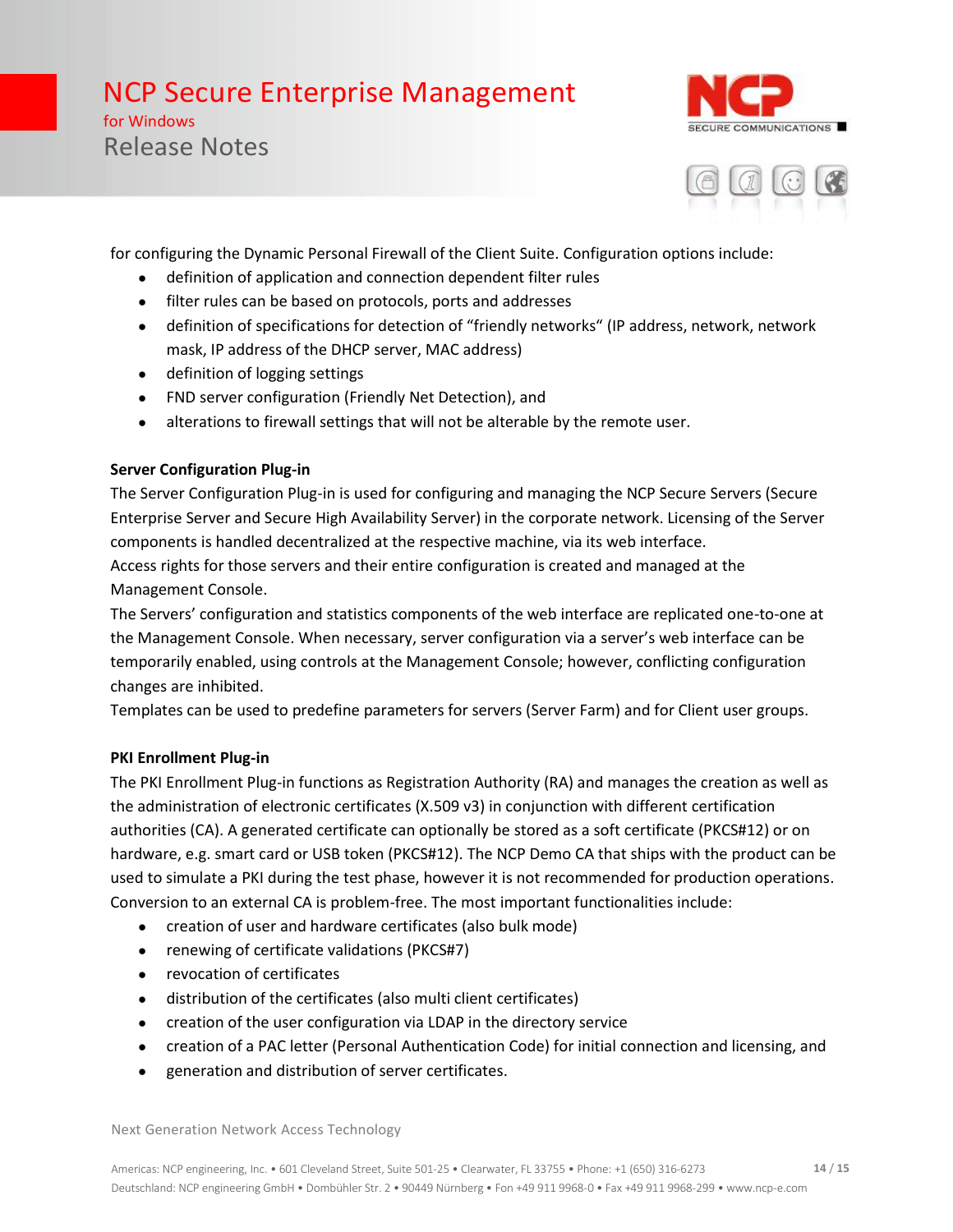for configuring the Dynamic Personal Firewall of the Client Suite. Configuration options include:

- definition of application and connection dependent filter rules
- filter rules can be based on protocols, ports and addresses
- definition of specifications for detection of “friendly networks“ (IP address, network, network mask, IP address of the DHCP server, MAC address)
- definition of logging settings
- FND server configuration (Friendly Net Detection), and
- alterations to firewall settings that will not be alterable by the remote user.

**Server Configuration Plug-in**

The Server Configuration Plug-in is used for configuring and managing the NCP Secure Servers (Secure Enterprise Server and Secure High Availability Server) in the corporate network. Licensing of the Server components is handled decentralized at the respective machine, via its web interface.
Access rights for those servers and their entire configuration is created and managed at the Management Console.
The Servers’ configuration and statistics components of the web interface are replicated one-to-one at the Management Console. When necessary, server configuration via a server’s web interface can be temporarily enabled, using controls at the Management Console; however, conflicting configuration changes are inhibited.
Templates can be used to predefine parameters for servers (Server Farm) and for Client user groups.

**PKI Enrollment Plug-in**

The PKI Enrollment Plug-in functions as Registration Authority (RA) and manages the creation as well as the administration of electronic certificates (X.509 v3) in conjunction with different certification authorities (CA). A generated certificate can optionally be stored as a soft certificate (PKCS#12) or on hardware, e.g. smart card or USB token (PKCS#12). The NCP Demo CA that ships with the product can be used to simulate a PKI during the test phase, however it is not recommended for production operations. Conversion to an external CA is problem-free. The most important functionalities include:

- creation of user and hardware certificates (also bulk mode)
- renewing of certificate validations (PKCS#7)
- revocation of certificates
- distribution of the certificates (also multi client certificates)
- creation of the user configuration via LDAP in the directory service
- creation of a PAC letter (Personal Authentication Code) for initial connection and licensing, and
- generation and distribution of server certificates.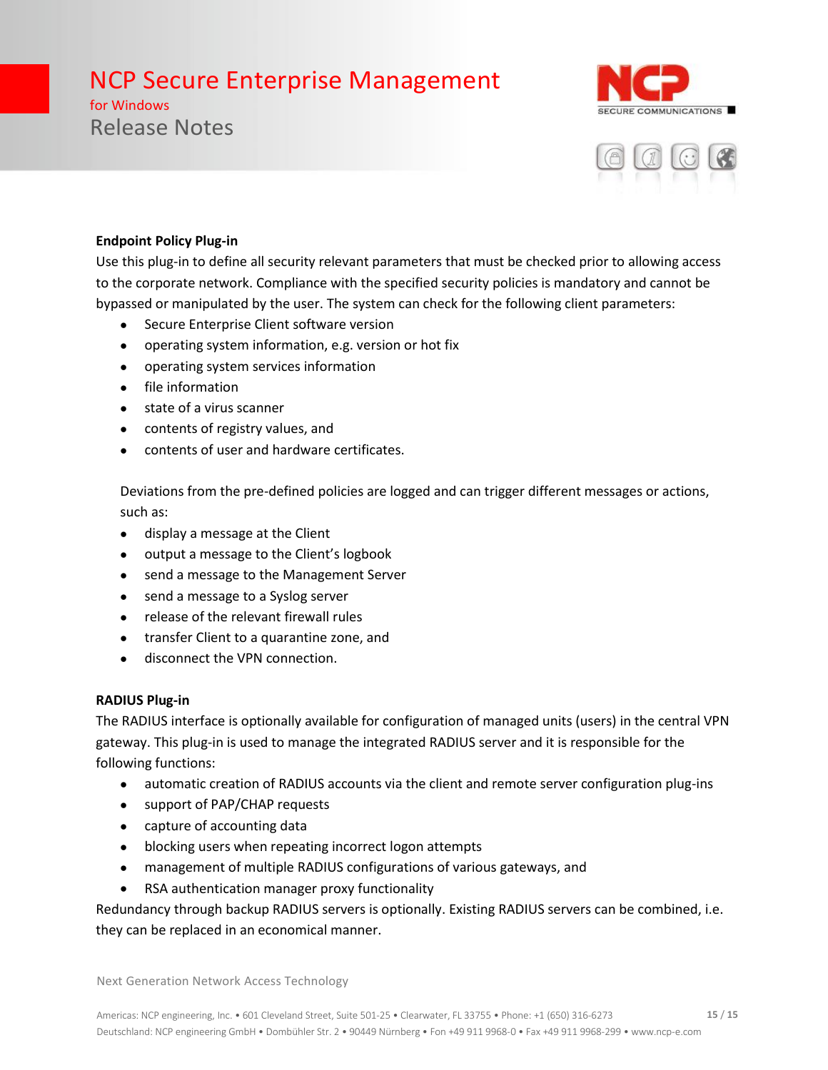**Endpoint Policy Plug-in**

Use this plug-in to define all security relevant parameters that must be checked prior to allowing access to the corporate network. Compliance with the specified security policies is mandatory and cannot be bypassed or manipulated by the user. The system can check for the following client parameters:

- Secure Enterprise Client software version
- operating system information, e.g. version or hot fix
- operating system services information
- file information
- state of a virus scanner
- contents of registry values, and
- contents of user and hardware certificates.

Deviations from the pre-defined policies are logged and can trigger different messages or actions, such as:

- display a message at the Client
- output a message to the Client's logbook
- send a message to the Management Server
- send a message to a Syslog server
- release of the relevant firewall rules
- transfer Client to a quarantine zone, and
- disconnect the VPN connection.

**RADIUS Plug-in**

The RADIUS interface is optionally available for configuration of managed units (users) in the central VPN gateway. This plug-in is used to manage the integrated RADIUS server and it is responsible for the following functions:

- automatic creation of RADIUS accounts via the client and remote server configuration plug-ins
- support of PAP/CHAP requests
- capture of accounting data
- blocking users when repeating incorrect logon attempts
- management of multiple RADIUS configurations of various gateways, and
- RSA authentication manager proxy functionality

Redundancy through backup RADIUS servers is optionally. Existing RADIUS servers can be combined, i.e. they can be replaced in an economical manner.